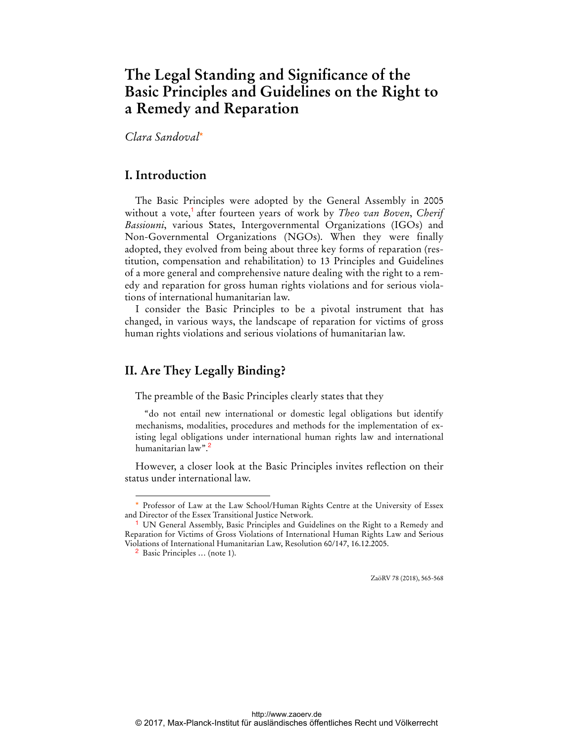# The Legal Standing and Significance of the Basic Principles and Guidelines on the Right to a Remedy and Reparation

*Clara Sandoval*[*]

## I. Introduction

The Basic Principles were adopted by the General Assembly in 2005 without a vote,[1] after fourteen years of work by *Theo van Boven*, *Cherif Bassiouni*, various States, Intergovernmental Organizations (IGOs) and Non-Governmental Organizations (NGOs). When they were finally adopted, they evolved from being about three key forms of reparation (restitution, compensation and rehabilitation) to 13 Principles and Guidelines of a more general and comprehensive nature dealing with the right to a remedy and reparation for gross human rights violations and for serious violations of international humanitarian law.

I consider the Basic Principles to be a pivotal instrument that has changed, in various ways, the landscape of reparation for victims of gross human rights violations and serious violations of humanitarian law.

## II. Are They Legally Binding?

The preamble of the Basic Principles clearly states that they

> "do not entail new international or domestic legal obligations but identify mechanisms, modalities, procedures and methods for the implementation of existing legal obligations under international human rights law and international humanitarian law".[2]

However, a closer look at the Basic Principles invites reflection on their status under international law.

---

[*] Professor of Law at the Law School/Human Rights Centre at the University of Essex and Director of the Essex Transitional Justice Network.

[1] UN General Assembly, Basic Principles and Guidelines on the Right to a Remedy and Reparation for Victims of Gross Violations of International Human Rights Law and Serious Violations of International Humanitarian Law, Resolution 60/147, 16.12.2005.

[2] Basic Principles … (note 1).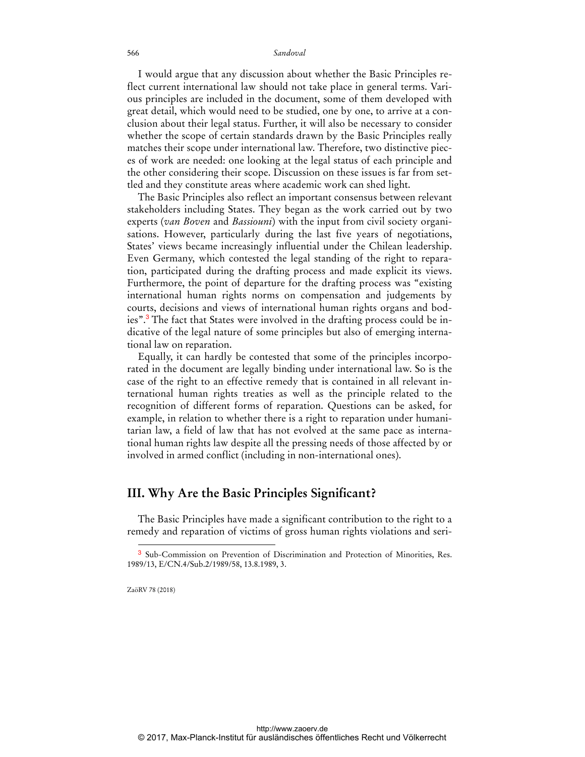I would argue that any discussion about whether the Basic Principles reflect current international law should not take place in general terms. Various principles are included in the document, some of them developed with great detail, which would need to be studied, one by one, to arrive at a conclusion about their legal status. Further, it will also be necessary to consider whether the scope of certain standards drawn by the Basic Principles really matches their scope under international law. Therefore, two distinctive pieces of work are needed: one looking at the legal status of each principle and the other considering their scope. Discussion on these issues is far from settled and they constitute areas where academic work can shed light.

The Basic Principles also reflect an important consensus between relevant stakeholders including States. They began as the work carried out by two experts (*van Boven* and *Bassiouni*) with the input from civil society organisations. However, particularly during the last five years of negotiations, States' views became increasingly influential under the Chilean leadership. Even Germany, which contested the legal standing of the right to reparation, participated during the drafting process and made explicit its views. Furthermore, the point of departure for the drafting process was "existing international human rights norms on compensation and judgements by courts, decisions and views of international human rights organs and bodies".[3] The fact that States were involved in the drafting process could be indicative of the legal nature of some principles but also of emerging international law on reparation.

Equally, it can hardly be contested that some of the principles incorporated in the document are legally binding under international law. So is the case of the right to an effective remedy that is contained in all relevant international human rights treaties as well as the principle related to the recognition of different forms of reparation. Questions can be asked, for example, in relation to whether there is a right to reparation under humanitarian law, a field of law that has not evolved at the same pace as international human rights law despite all the pressing needs of those affected by or involved in armed conflict (including in non-international ones).

## III. Why Are the Basic Principles Significant?

The Basic Principles have made a significant contribution to the right to a remedy and reparation of victims of gross human rights violations and seri-

---

[3] Sub-Commission on Prevention of Discrimination and Protection of Minorities, Res. 1989/13, E/CN.4/Sub.2/1989/58, 13.8.1989, 3.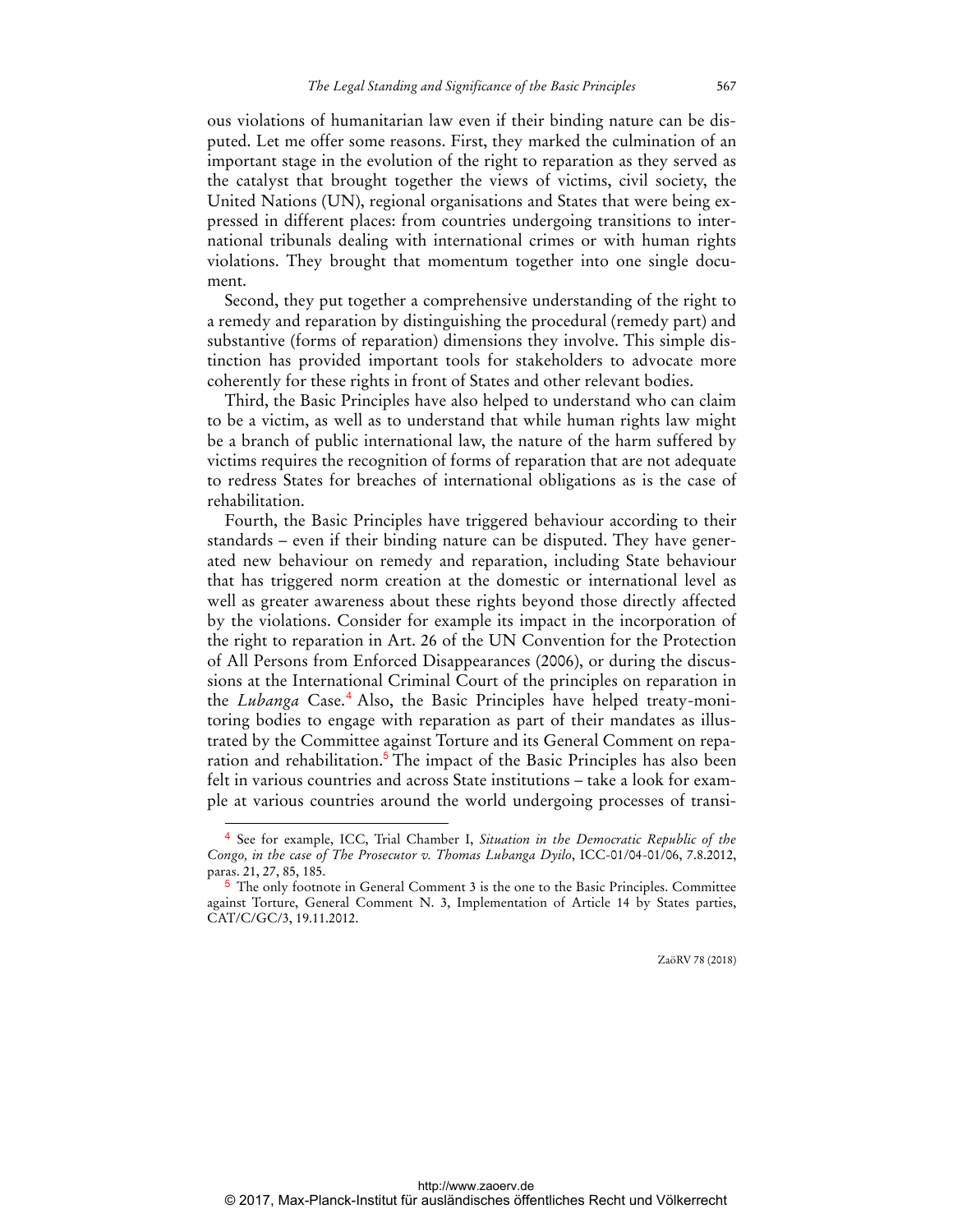ous violations of humanitarian law even if their binding nature can be disputed. Let me offer some reasons. First, they marked the culmination of an important stage in the evolution of the right to reparation as they served as the catalyst that brought together the views of victims, civil society, the United Nations (UN), regional organisations and States that were being expressed in different places: from countries undergoing transitions to international tribunals dealing with international crimes or with human rights violations. They brought that momentum together into one single document.

Second, they put together a comprehensive understanding of the right to a remedy and reparation by distinguishing the procedural (remedy part) and substantive (forms of reparation) dimensions they involve. This simple distinction has provided important tools for stakeholders to advocate more coherently for these rights in front of States and other relevant bodies.

Third, the Basic Principles have also helped to understand who can claim to be a victim, as well as to understand that while human rights law might be a branch of public international law, the nature of the harm suffered by victims requires the recognition of forms of reparation that are not adequate to redress States for breaches of international obligations as is the case of rehabilitation.

Fourth, the Basic Principles have triggered behaviour according to their standards – even if their binding nature can be disputed. They have generated new behaviour on remedy and reparation, including State behaviour that has triggered norm creation at the domestic or international level as well as greater awareness about these rights beyond those directly affected by the violations. Consider for example its impact in the incorporation of the right to reparation in Art. 26 of the UN Convention for the Protection of All Persons from Enforced Disappearances (2006), or during the discussions at the International Criminal Court of the principles on reparation in the *Lubanga* Case.[4] Also, the Basic Principles have helped treaty-monitoring bodies to engage with reparation as part of their mandates as illustrated by the Committee against Torture and its General Comment on reparation and rehabilitation.[5] The impact of the Basic Principles has also been felt in various countries and across State institutions – take a look for example at various countries around the world undergoing processes of transi-

---

[4] See for example, ICC, Trial Chamber I, *Situation in the Democratic Republic of the Congo, in the case of The Prosecutor v. Thomas Lubanga Dyilo*, ICC-01/04-01/06, 7.8.2012, paras. 21, 27, 85, 185.

[5] The only footnote in General Comment 3 is the one to the Basic Principles. Committee against Torture, General Comment N. 3, Implementation of Article 14 by States parties, CAT/C/GC/3, 19.11.2012.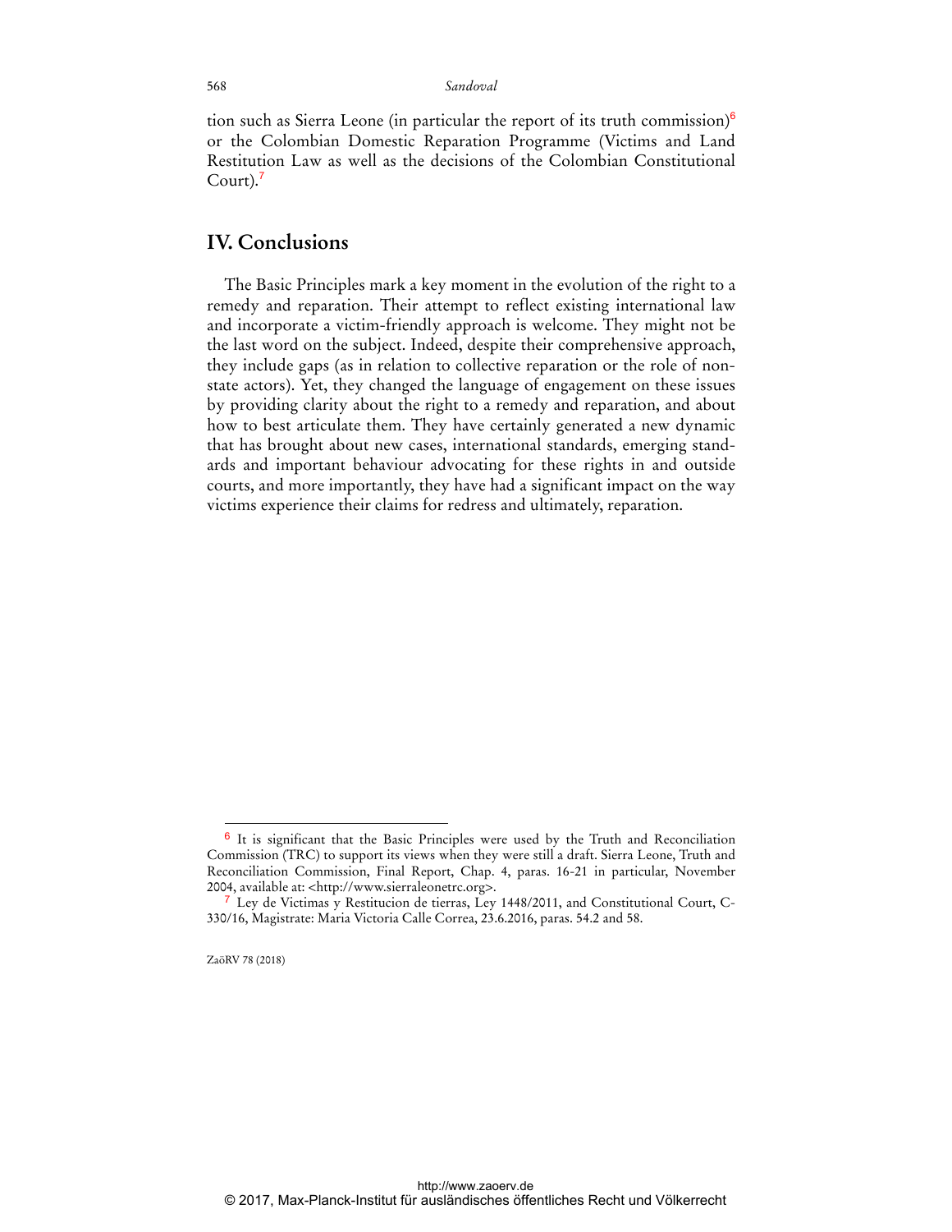tion such as Sierra Leone (in particular the report of its truth commission)[6] or the Colombian Domestic Reparation Programme (Victims and Land Restitution Law as well as the decisions of the Colombian Constitutional Court).[7]

## IV. Conclusions

The Basic Principles mark a key moment in the evolution of the right to a remedy and reparation. Their attempt to reflect existing international law and incorporate a victim-friendly approach is welcome. They might not be the last word on the subject. Indeed, despite their comprehensive approach, they include gaps (as in relation to collective reparation or the role of non-state actors). Yet, they changed the language of engagement on these issues by providing clarity about the right to a remedy and reparation, and about how to best articulate them. They have certainly generated a new dynamic that has brought about new cases, international standards, emerging standards and important behaviour advocating for these rights in and outside courts, and more importantly, they have had a significant impact on the way victims experience their claims for redress and ultimately, reparation.

---

[6] It is significant that the Basic Principles were used by the Truth and Reconciliation Commission (TRC) to support its views when they were still a draft. Sierra Leone, Truth and Reconciliation Commission, Final Report, Chap. 4, paras. 16-21 in particular, November 2004, available at: <http://www.sierraleonetrc.org>.

[7] Ley de Victimas y Restitucion de tierras, Ley 1448/2011, and Constitutional Court, C-330/16, Magistrate: Maria Victoria Calle Correa, 23.6.2016, paras. 54.2 and 58.